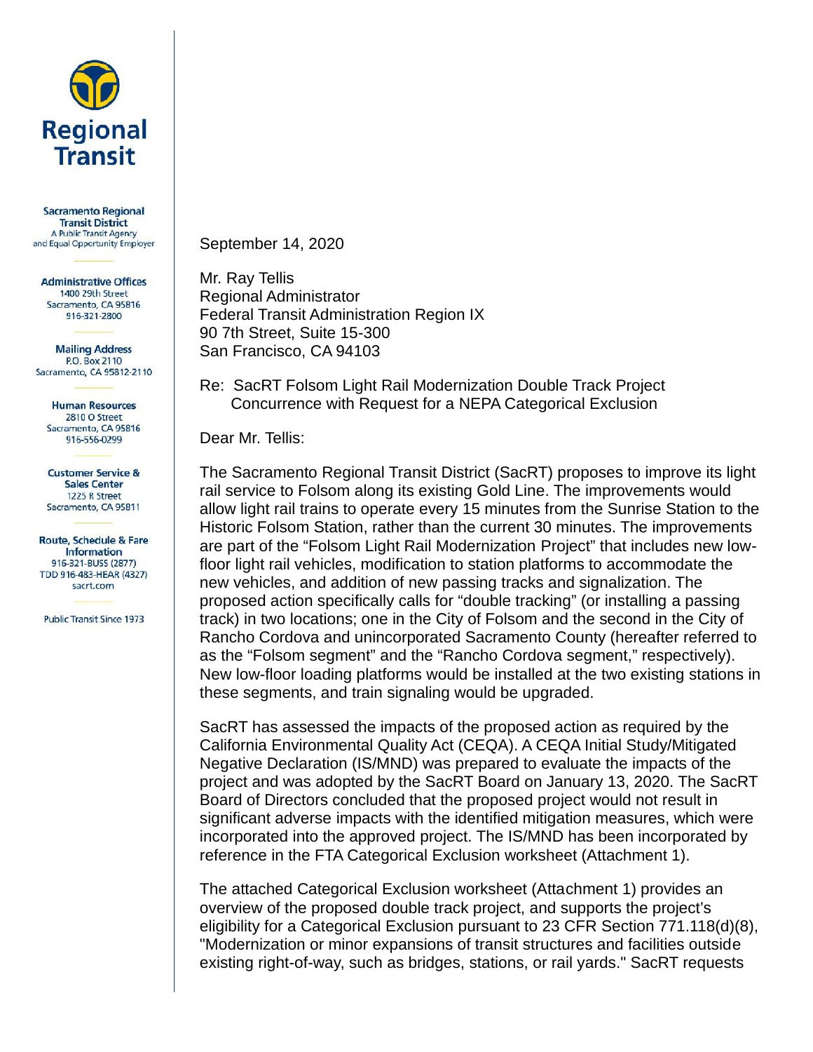**Regional Transit**

**Sacramento Regional Transit District**
A Public Transit Agency and Equal Opportunity Employer

**Administrative Offices**
1400 29th Street
Sacramento, CA 95816
916-321-2800

**Mailing Address**
P.O. Box 2110
Sacramento, CA 95812-2110

**Human Resources**
2810 O Street
Sacramento, CA 95816
916-556-0299

**Customer Service & Sales Center**
1225 R Street
Sacramento, CA 95811

**Route, Schedule & Fare Information**
916-321-BUSS (2877)
TDD 916-483-HEAR (4327)
sacrt.com

Public Transit Since 1973

September 14, 2020

Mr. Ray Tellis
Regional Administrator
Federal Transit Administration Region IX
90 7th Street, Suite 15-300
San Francisco, CA 94103

Re: SacRT Folsom Light Rail Modernization Double Track Project
Concurrence with Request for a NEPA Categorical Exclusion

Dear Mr. Tellis:

The Sacramento Regional Transit District (SacRT) proposes to improve its light rail service to Folsom along its existing Gold Line. The improvements would allow light rail trains to operate every 15 minutes from the Sunrise Station to the Historic Folsom Station, rather than the current 30 minutes. The improvements are part of the "Folsom Light Rail Modernization Project" that includes new low-floor light rail vehicles, modification to station platforms to accommodate the new vehicles, and addition of new passing tracks and signalization. The proposed action specifically calls for "double tracking" (or installing a passing track) in two locations; one in the City of Folsom and the second in the City of Rancho Cordova and unincorporated Sacramento County (hereafter referred to as the "Folsom segment" and the "Rancho Cordova segment," respectively). New low-floor loading platforms would be installed at the two existing stations in these segments, and train signaling would be upgraded.

SacRT has assessed the impacts of the proposed action as required by the California Environmental Quality Act (CEQA). A CEQA Initial Study/Mitigated Negative Declaration (IS/MND) was prepared to evaluate the impacts of the project and was adopted by the SacRT Board on January 13, 2020. The SacRT Board of Directors concluded that the proposed project would not result in significant adverse impacts with the identified mitigation measures, which were incorporated into the approved project. The IS/MND has been incorporated by reference in the FTA Categorical Exclusion worksheet (Attachment 1).

The attached Categorical Exclusion worksheet (Attachment 1) provides an overview of the proposed double track project, and supports the project's eligibility for a Categorical Exclusion pursuant to 23 CFR Section 771.118(d)(8), "Modernization or minor expansions of transit structures and facilities outside existing right-of-way, such as bridges, stations, or rail yards." SacRT requests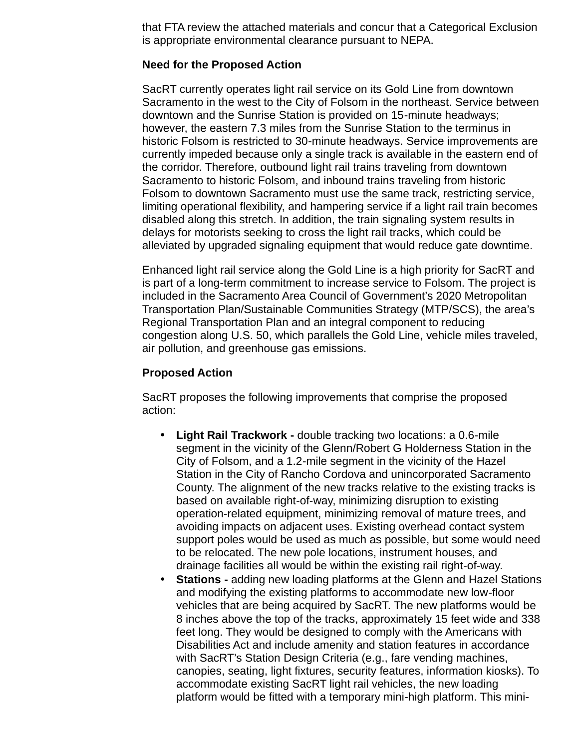that FTA review the attached materials and concur that a Categorical Exclusion is appropriate environmental clearance pursuant to NEPA.

**Need for the Proposed Action**

SacRT currently operates light rail service on its Gold Line from downtown Sacramento in the west to the City of Folsom in the northeast. Service between downtown and the Sunrise Station is provided on 15-minute headways; however, the eastern 7.3 miles from the Sunrise Station to the terminus in historic Folsom is restricted to 30-minute headways. Service improvements are currently impeded because only a single track is available in the eastern end of the corridor. Therefore, outbound light rail trains traveling from downtown Sacramento to historic Folsom, and inbound trains traveling from historic Folsom to downtown Sacramento must use the same track, restricting service, limiting operational flexibility, and hampering service if a light rail train becomes disabled along this stretch. In addition, the train signaling system results in delays for motorists seeking to cross the light rail tracks, which could be alleviated by upgraded signaling equipment that would reduce gate downtime.

Enhanced light rail service along the Gold Line is a high priority for SacRT and is part of a long-term commitment to increase service to Folsom. The project is included in the Sacramento Area Council of Government's 2020 Metropolitan Transportation Plan/Sustainable Communities Strategy (MTP/SCS), the area's Regional Transportation Plan and an integral component to reducing congestion along U.S. 50, which parallels the Gold Line, vehicle miles traveled, air pollution, and greenhouse gas emissions.

**Proposed Action**

SacRT proposes the following improvements that comprise the proposed action:

- **Light Rail Trackwork -** double tracking two locations: a 0.6-mile segment in the vicinity of the Glenn/Robert G Holderness Station in the City of Folsom, and a 1.2-mile segment in the vicinity of the Hazel Station in the City of Rancho Cordova and unincorporated Sacramento County. The alignment of the new tracks relative to the existing tracks is based on available right-of-way, minimizing disruption to existing operation-related equipment, minimizing removal of mature trees, and avoiding impacts on adjacent uses. Existing overhead contact system support poles would be used as much as possible, but some would need to be relocated. The new pole locations, instrument houses, and drainage facilities all would be within the existing rail right-of-way.
- **Stations -** adding new loading platforms at the Glenn and Hazel Stations and modifying the existing platforms to accommodate new low-floor vehicles that are being acquired by SacRT. The new platforms would be 8 inches above the top of the tracks, approximately 15 feet wide and 338 feet long. They would be designed to comply with the Americans with Disabilities Act and include amenity and station features in accordance with SacRT's Station Design Criteria (e.g., fare vending machines, canopies, seating, light fixtures, security features, information kiosks). To accommodate existing SacRT light rail vehicles, the new loading platform would be fitted with a temporary mini-high platform. This mini-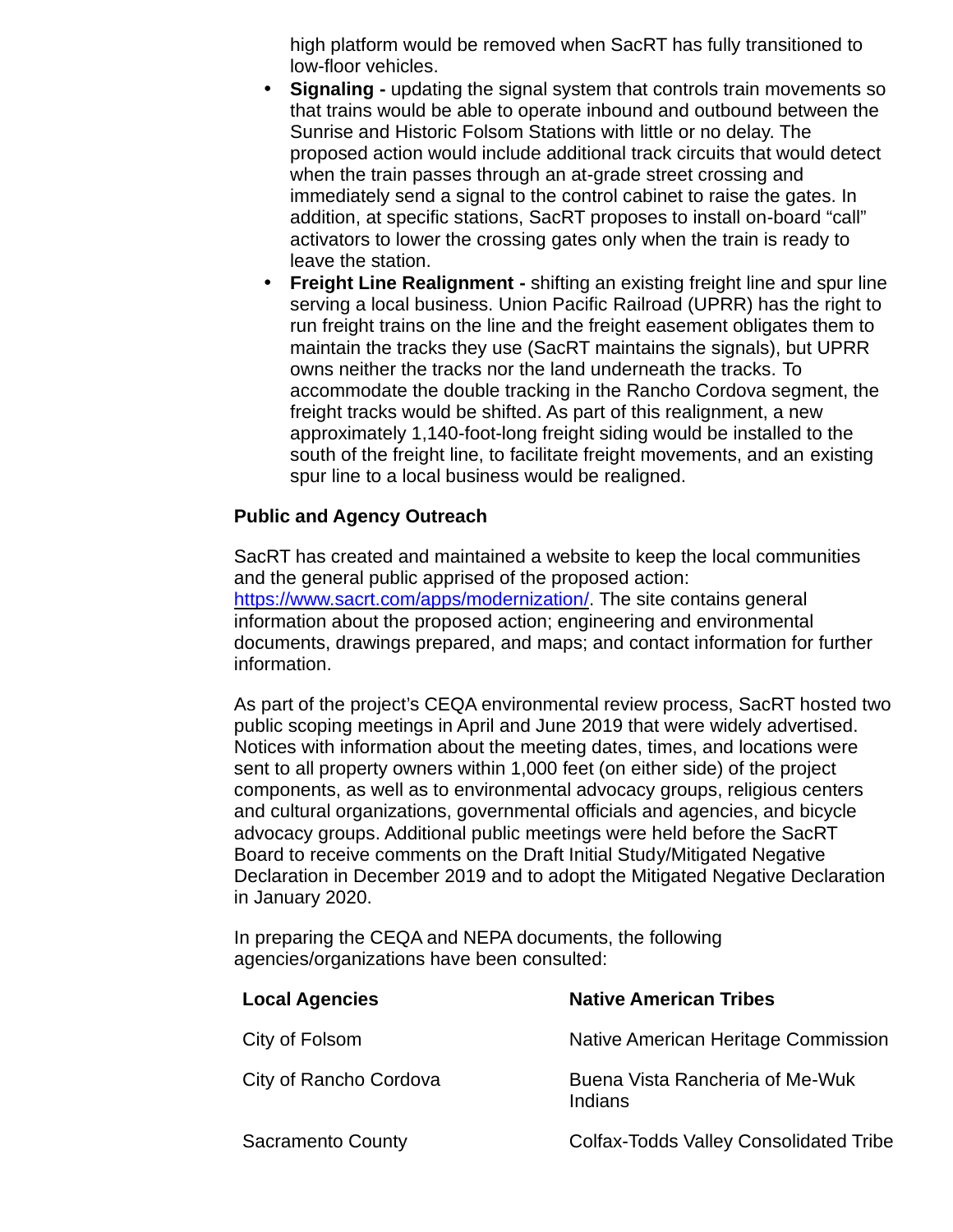high platform would be removed when SacRT has fully transitioned to low-floor vehicles.

- **Signaling -** updating the signal system that controls train movements so that trains would be able to operate inbound and outbound between the Sunrise and Historic Folsom Stations with little or no delay. The proposed action would include additional track circuits that would detect when the train passes through an at-grade street crossing and immediately send a signal to the control cabinet to raise the gates. In addition, at specific stations, SacRT proposes to install on-board "call" activators to lower the crossing gates only when the train is ready to leave the station.
- **Freight Line Realignment -** shifting an existing freight line and spur line serving a local business. Union Pacific Railroad (UPRR) has the right to run freight trains on the line and the freight easement obligates them to maintain the tracks they use (SacRT maintains the signals), but UPRR owns neither the tracks nor the land underneath the tracks. To accommodate the double tracking in the Rancho Cordova segment, the freight tracks would be shifted. As part of this realignment, a new approximately 1,140-foot-long freight siding would be installed to the south of the freight line, to facilitate freight movements, and an existing spur line to a local business would be realigned.

**Public and Agency Outreach**

SacRT has created and maintained a website to keep the local communities and the general public apprised of the proposed action: https://www.sacrt.com/apps/modernization/. The site contains general information about the proposed action; engineering and environmental documents, drawings prepared, and maps; and contact information for further information.

As part of the project's CEQA environmental review process, SacRT hosted two public scoping meetings in April and June 2019 that were widely advertised. Notices with information about the meeting dates, times, and locations were sent to all property owners within 1,000 feet (on either side) of the project components, as well as to environmental advocacy groups, religious centers and cultural organizations, governmental officials and agencies, and bicycle advocacy groups. Additional public meetings were held before the SacRT Board to receive comments on the Draft Initial Study/Mitigated Negative Declaration in December 2019 and to adopt the Mitigated Negative Declaration in January 2020.

In preparing the CEQA and NEPA documents, the following agencies/organizations have been consulted:

| **Local Agencies** | **Native American Tribes** |
|---|---|
| City of Folsom | Native American Heritage Commission |
| City of Rancho Cordova | Buena Vista Rancheria of Me-Wuk Indians |
| Sacramento County | Colfax-Todds Valley Consolidated Tribe |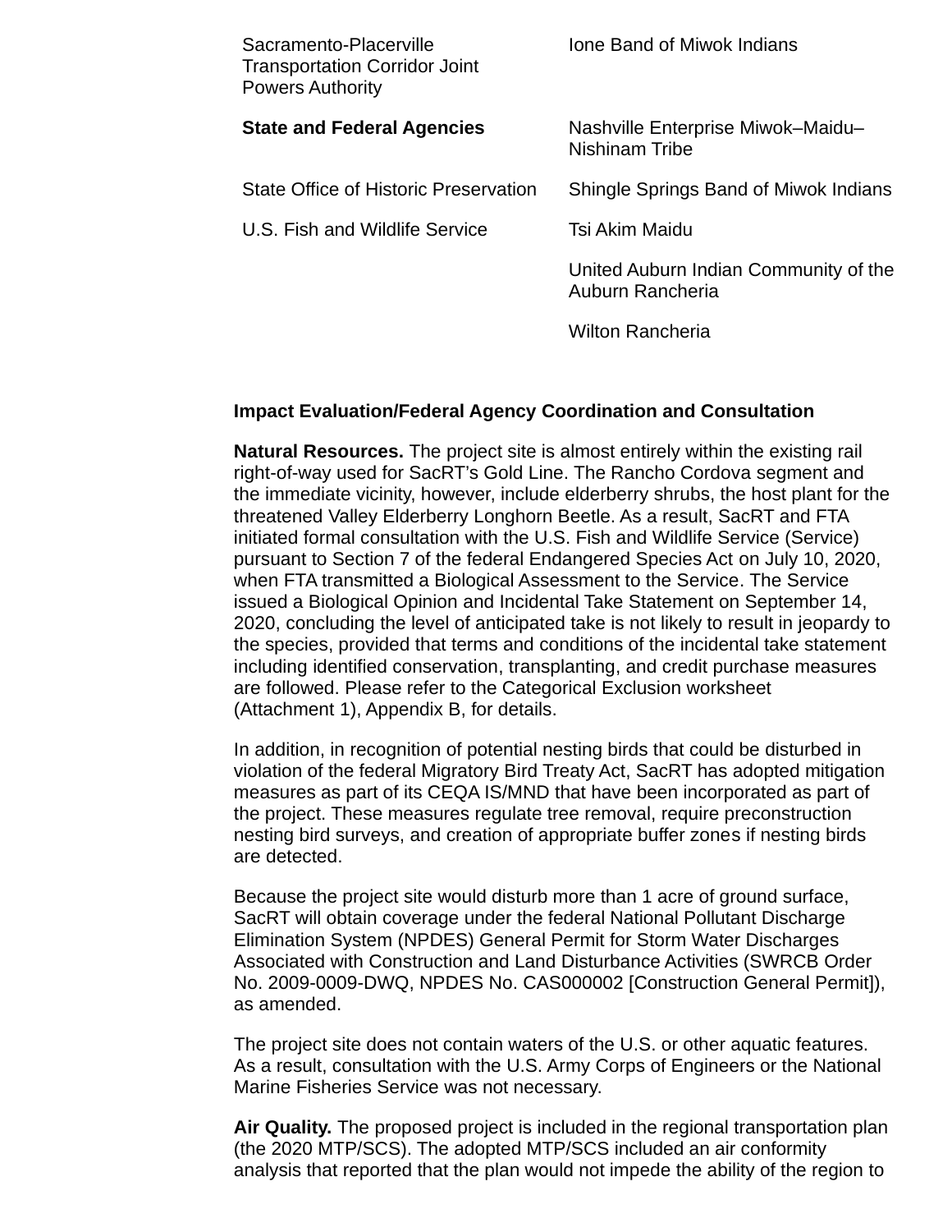| | |
|---|---|
| Sacramento-Placerville Transportation Corridor Joint Powers Authority | Ione Band of Miwok Indians |
| **State and Federal Agencies** | Nashville Enterprise Miwok–Maidu–Nishinam Tribe |
| State Office of Historic Preservation | Shingle Springs Band of Miwok Indians |
| U.S. Fish and Wildlife Service | Tsi Akim Maidu |
| | United Auburn Indian Community of the Auburn Rancheria |
| | Wilton Rancheria |

**Impact Evaluation/Federal Agency Coordination and Consultation**

**Natural Resources.** The project site is almost entirely within the existing rail right-of-way used for SacRT's Gold Line. The Rancho Cordova segment and the immediate vicinity, however, include elderberry shrubs, the host plant for the threatened Valley Elderberry Longhorn Beetle. As a result, SacRT and FTA initiated formal consultation with the U.S. Fish and Wildlife Service (Service) pursuant to Section 7 of the federal Endangered Species Act on July 10, 2020, when FTA transmitted a Biological Assessment to the Service. The Service issued a Biological Opinion and Incidental Take Statement on September 14, 2020, concluding the level of anticipated take is not likely to result in jeopardy to the species, provided that terms and conditions of the incidental take statement including identified conservation, transplanting, and credit purchase measures are followed. Please refer to the Categorical Exclusion worksheet (Attachment 1), Appendix B, for details.

In addition, in recognition of potential nesting birds that could be disturbed in violation of the federal Migratory Bird Treaty Act, SacRT has adopted mitigation measures as part of its CEQA IS/MND that have been incorporated as part of the project. These measures regulate tree removal, require preconstruction nesting bird surveys, and creation of appropriate buffer zones if nesting birds are detected.

Because the project site would disturb more than 1 acre of ground surface, SacRT will obtain coverage under the federal National Pollutant Discharge Elimination System (NPDES) General Permit for Storm Water Discharges Associated with Construction and Land Disturbance Activities (SWRCB Order No. 2009-0009-DWQ, NPDES No. CAS000002 [Construction General Permit]), as amended.

The project site does not contain waters of the U.S. or other aquatic features. As a result, consultation with the U.S. Army Corps of Engineers or the National Marine Fisheries Service was not necessary.

**Air Quality.** The proposed project is included in the regional transportation plan (the 2020 MTP/SCS). The adopted MTP/SCS included an air conformity analysis that reported that the plan would not impede the ability of the region to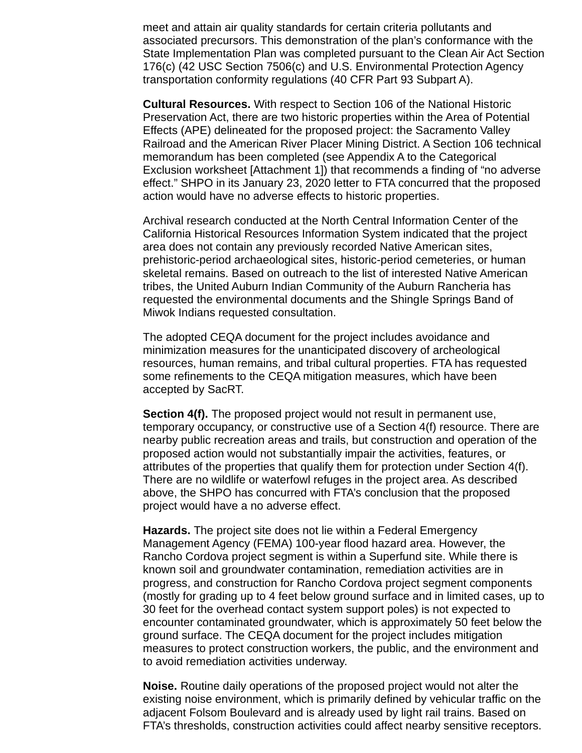meet and attain air quality standards for certain criteria pollutants and associated precursors. This demonstration of the plan's conformance with the State Implementation Plan was completed pursuant to the Clean Air Act Section 176(c) (42 USC Section 7506(c) and U.S. Environmental Protection Agency transportation conformity regulations (40 CFR Part 93 Subpart A).

**Cultural Resources.** With respect to Section 106 of the National Historic Preservation Act, there are two historic properties within the Area of Potential Effects (APE) delineated for the proposed project: the Sacramento Valley Railroad and the American River Placer Mining District. A Section 106 technical memorandum has been completed (see Appendix A to the Categorical Exclusion worksheet [Attachment 1]) that recommends a finding of "no adverse effect." SHPO in its January 23, 2020 letter to FTA concurred that the proposed action would have no adverse effects to historic properties.

Archival research conducted at the North Central Information Center of the California Historical Resources Information System indicated that the project area does not contain any previously recorded Native American sites, prehistoric-period archaeological sites, historic-period cemeteries, or human skeletal remains. Based on outreach to the list of interested Native American tribes, the United Auburn Indian Community of the Auburn Rancheria has requested the environmental documents and the Shingle Springs Band of Miwok Indians requested consultation.

The adopted CEQA document for the project includes avoidance and minimization measures for the unanticipated discovery of archeological resources, human remains, and tribal cultural properties. FTA has requested some refinements to the CEQA mitigation measures, which have been accepted by SacRT.

**Section 4(f).** The proposed project would not result in permanent use, temporary occupancy, or constructive use of a Section 4(f) resource. There are nearby public recreation areas and trails, but construction and operation of the proposed action would not substantially impair the activities, features, or attributes of the properties that qualify them for protection under Section 4(f). There are no wildlife or waterfowl refuges in the project area. As described above, the SHPO has concurred with FTA's conclusion that the proposed project would have a no adverse effect.

**Hazards.** The project site does not lie within a Federal Emergency Management Agency (FEMA) 100-year flood hazard area. However, the Rancho Cordova project segment is within a Superfund site. While there is known soil and groundwater contamination, remediation activities are in progress, and construction for Rancho Cordova project segment components (mostly for grading up to 4 feet below ground surface and in limited cases, up to 30 feet for the overhead contact system support poles) is not expected to encounter contaminated groundwater, which is approximately 50 feet below the ground surface. The CEQA document for the project includes mitigation measures to protect construction workers, the public, and the environment and to avoid remediation activities underway.

**Noise.** Routine daily operations of the proposed project would not alter the existing noise environment, which is primarily defined by vehicular traffic on the adjacent Folsom Boulevard and is already used by light rail trains. Based on FTA's thresholds, construction activities could affect nearby sensitive receptors.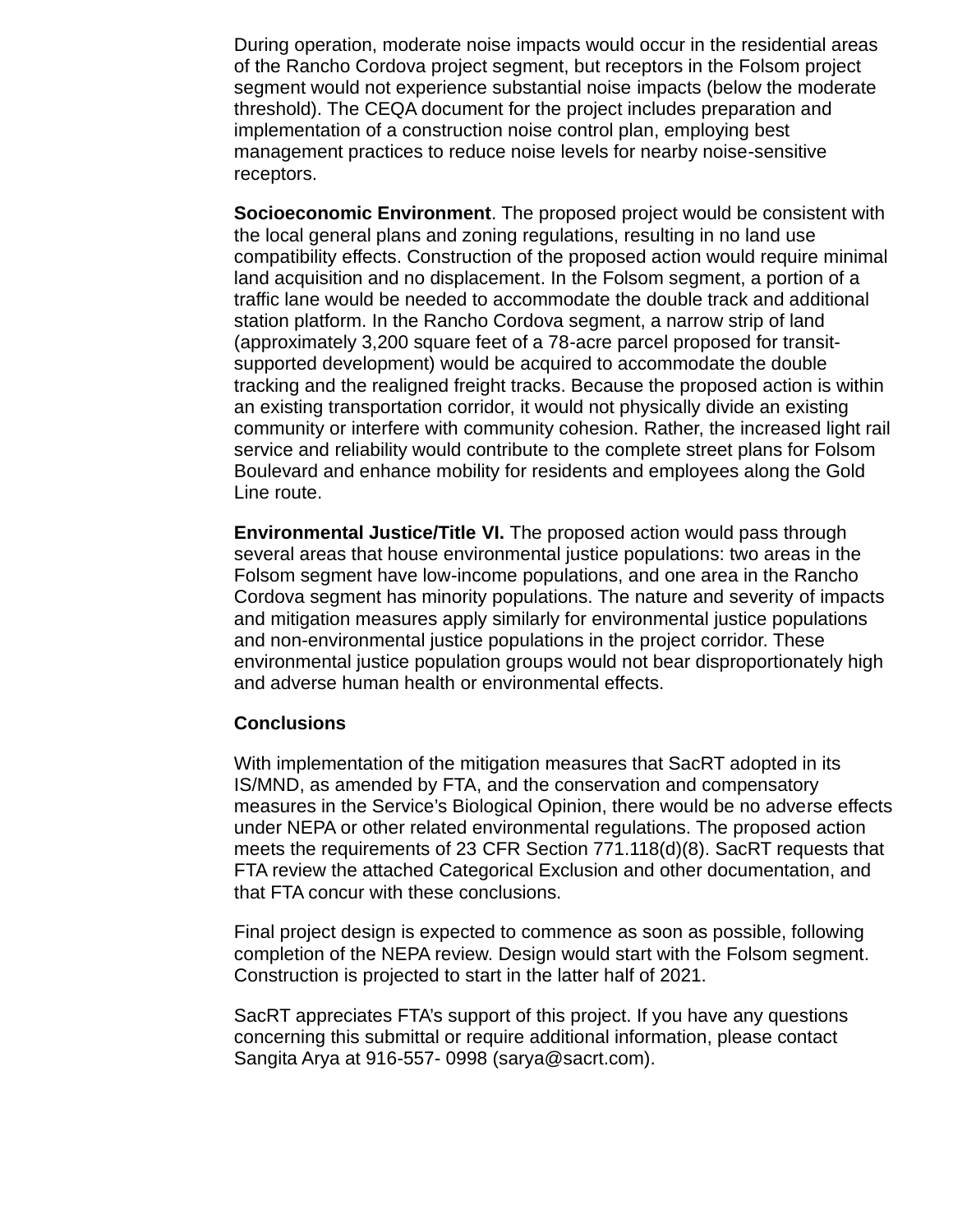During operation, moderate noise impacts would occur in the residential areas of the Rancho Cordova project segment, but receptors in the Folsom project segment would not experience substantial noise impacts (below the moderate threshold). The CEQA document for the project includes preparation and implementation of a construction noise control plan, employing best management practices to reduce noise levels for nearby noise-sensitive receptors.

**Socioeconomic Environment**. The proposed project would be consistent with the local general plans and zoning regulations, resulting in no land use compatibility effects. Construction of the proposed action would require minimal land acquisition and no displacement. In the Folsom segment, a portion of a traffic lane would be needed to accommodate the double track and additional station platform. In the Rancho Cordova segment, a narrow strip of land (approximately 3,200 square feet of a 78-acre parcel proposed for transit-supported development) would be acquired to accommodate the double tracking and the realigned freight tracks. Because the proposed action is within an existing transportation corridor, it would not physically divide an existing community or interfere with community cohesion. Rather, the increased light rail service and reliability would contribute to the complete street plans for Folsom Boulevard and enhance mobility for residents and employees along the Gold Line route.

**Environmental Justice/Title VI.** The proposed action would pass through several areas that house environmental justice populations: two areas in the Folsom segment have low-income populations, and one area in the Rancho Cordova segment has minority populations. The nature and severity of impacts and mitigation measures apply similarly for environmental justice populations and non-environmental justice populations in the project corridor. These environmental justice population groups would not bear disproportionately high and adverse human health or environmental effects.

**Conclusions**

With implementation of the mitigation measures that SacRT adopted in its IS/MND, as amended by FTA, and the conservation and compensatory measures in the Service's Biological Opinion, there would be no adverse effects under NEPA or other related environmental regulations. The proposed action meets the requirements of 23 CFR Section 771.118(d)(8). SacRT requests that FTA review the attached Categorical Exclusion and other documentation, and that FTA concur with these conclusions.

Final project design is expected to commence as soon as possible, following completion of the NEPA review. Design would start with the Folsom segment. Construction is projected to start in the latter half of 2021.

SacRT appreciates FTA's support of this project. If you have any questions concerning this submittal or require additional information, please contact Sangita Arya at 916-557- 0998 (sarya@sacrt.com).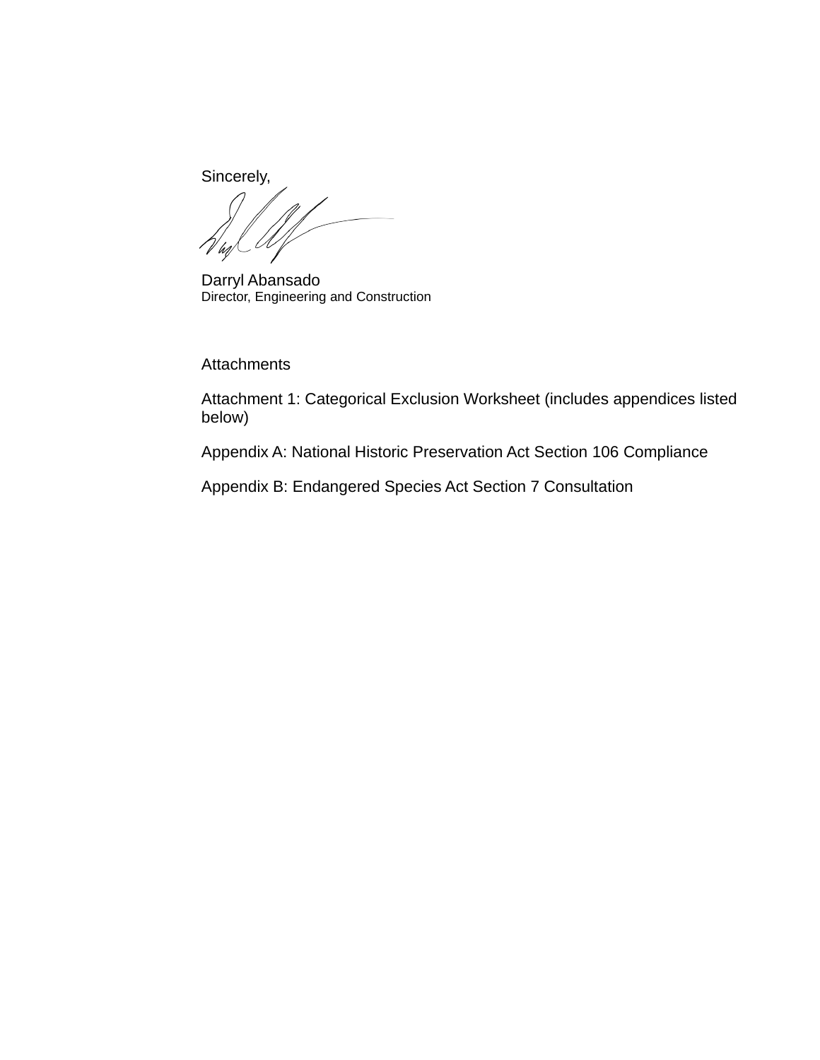Sincerely,

Darryl Abansado
Director, Engineering and Construction

Attachments

Attachment 1: Categorical Exclusion Worksheet (includes appendices listed below)

Appendix A: National Historic Preservation Act Section 106 Compliance

Appendix B: Endangered Species Act Section 7 Consultation